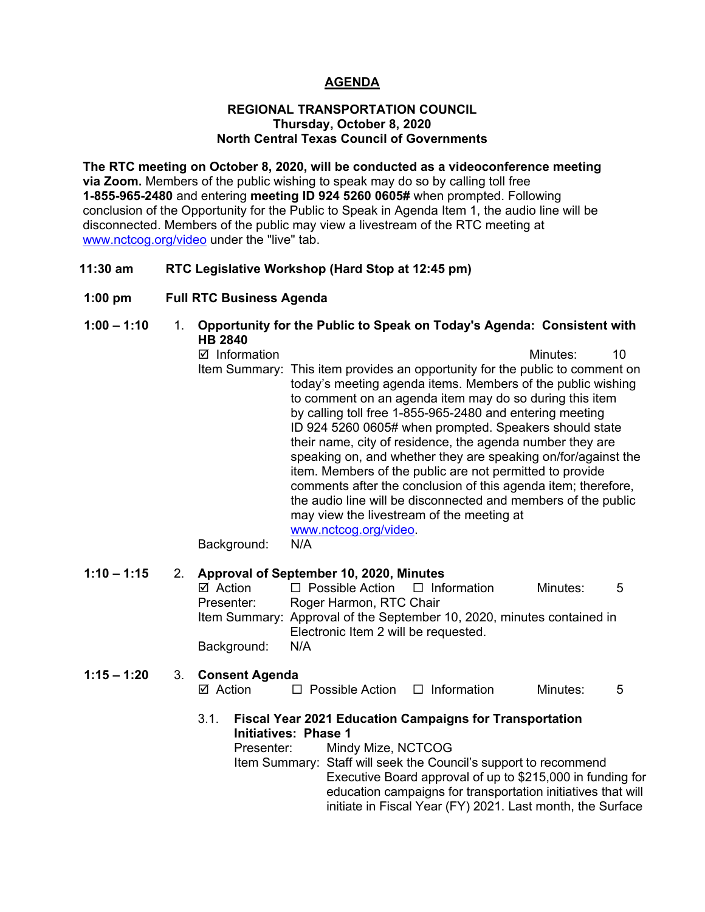# AGENDA

**REGIONAL TRANSPORTATION COUNCIL**
**Thursday, October 8, 2020**
**North Central Texas Council of Governments**

**The RTC meeting on October 8, 2020, will be conducted as a videoconference meeting via Zoom.** Members of the public wishing to speak may do so by calling toll free **1-855-965-2480** and entering **meeting ID 924 5260 0605#** when prompted. Following conclusion of the Opportunity for the Public to Speak in Agenda Item 1, the audio line will be disconnected. Members of the public may view a livestream of the RTC meeting at www.nctcog.org/video under the "live" tab.

**11:30 am** **RTC Legislative Workshop (Hard Stop at 12:45 pm)**

**1:00 pm** **Full RTC Business Agenda**

**1:00 – 1:10** 1. **Opportunity for the Public to Speak on Today's Agenda: Consistent with HB 2840**

☑ Information — Minutes: 10

Item Summary: This item provides an opportunity for the public to comment on today's meeting agenda items. Members of the public wishing to comment on an agenda item may do so during this item by calling toll free 1-855-965-2480 and entering meeting ID 924 5260 0605# when prompted. Speakers should state their name, city of residence, the agenda number they are speaking on, and whether they are speaking on/for/against the item. Members of the public are not permitted to provide comments after the conclusion of this agenda item; therefore, the audio line will be disconnected and members of the public may view the livestream of the meeting at www.nctcog.org/video.

Background: N/A

**1:10 – 1:15** 2. **Approval of September 10, 2020, Minutes**

☑ Action ☐ Possible Action ☐ Information — Minutes: 5

Presenter: Roger Harmon, RTC Chair

Item Summary: Approval of the September 10, 2020, minutes contained in Electronic Item 2 will be requested.

Background: N/A

**1:15 – 1:20** 3. **Consent Agenda**

☑ Action ☐ Possible Action ☐ Information — Minutes: 5

3.1. **Fiscal Year 2021 Education Campaigns for Transportation Initiatives: Phase 1**

Presenter: Mindy Mize, NCTCOG

Item Summary: Staff will seek the Council's support to recommend Executive Board approval of up to $215,000 in funding for education campaigns for transportation initiatives that will initiate in Fiscal Year (FY) 2021. Last month, the Surface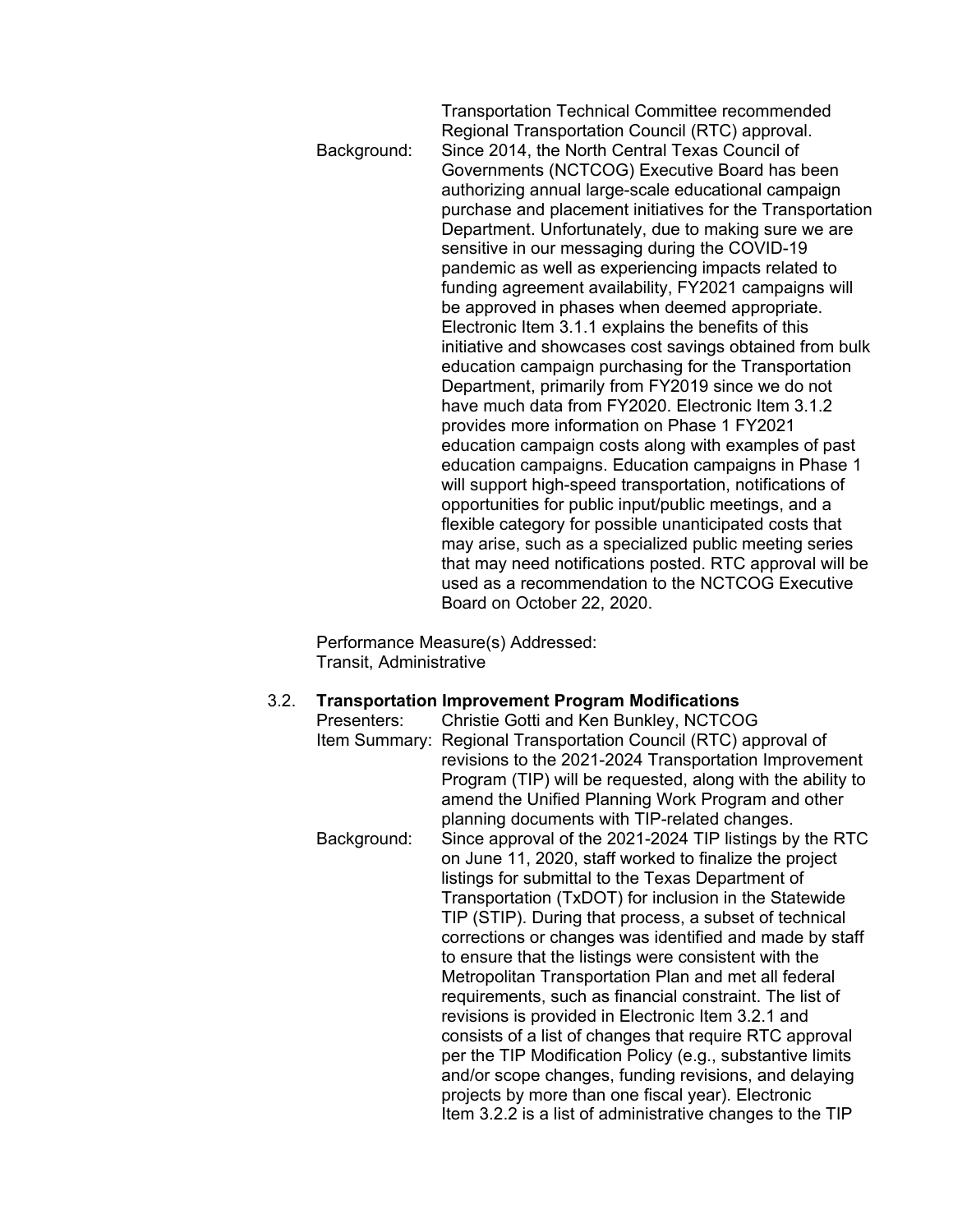Transportation Technical Committee recommended Regional Transportation Council (RTC) approval.

Background: Since 2014, the North Central Texas Council of Governments (NCTCOG) Executive Board has been authorizing annual large-scale educational campaign purchase and placement initiatives for the Transportation Department. Unfortunately, due to making sure we are sensitive in our messaging during the COVID-19 pandemic as well as experiencing impacts related to funding agreement availability, FY2021 campaigns will be approved in phases when deemed appropriate. Electronic Item 3.1.1 explains the benefits of this initiative and showcases cost savings obtained from bulk education campaign purchasing for the Transportation Department, primarily from FY2019 since we do not have much data from FY2020. Electronic Item 3.1.2 provides more information on Phase 1 FY2021 education campaign costs along with examples of past education campaigns. Education campaigns in Phase 1 will support high-speed transportation, notifications of opportunities for public input/public meetings, and a flexible category for possible unanticipated costs that may arise, such as a specialized public meeting series that may need notifications posted. RTC approval will be used as a recommendation to the NCTCOG Executive Board on October 22, 2020.

Performance Measure(s) Addressed:
Transit, Administrative

3.2. **Transportation Improvement Program Modifications**

Presenters: Christie Gotti and Ken Bunkley, NCTCOG

Item Summary: Regional Transportation Council (RTC) approval of revisions to the 2021-2024 Transportation Improvement Program (TIP) will be requested, along with the ability to amend the Unified Planning Work Program and other planning documents with TIP-related changes.

Background: Since approval of the 2021-2024 TIP listings by the RTC on June 11, 2020, staff worked to finalize the project listings for submittal to the Texas Department of Transportation (TxDOT) for inclusion in the Statewide TIP (STIP). During that process, a subset of technical corrections or changes was identified and made by staff to ensure that the listings were consistent with the Metropolitan Transportation Plan and met all federal requirements, such as financial constraint. The list of revisions is provided in Electronic Item 3.2.1 and consists of a list of changes that require RTC approval per the TIP Modification Policy (e.g., substantive limits and/or scope changes, funding revisions, and delaying projects by more than one fiscal year). Electronic Item 3.2.2 is a list of administrative changes to the TIP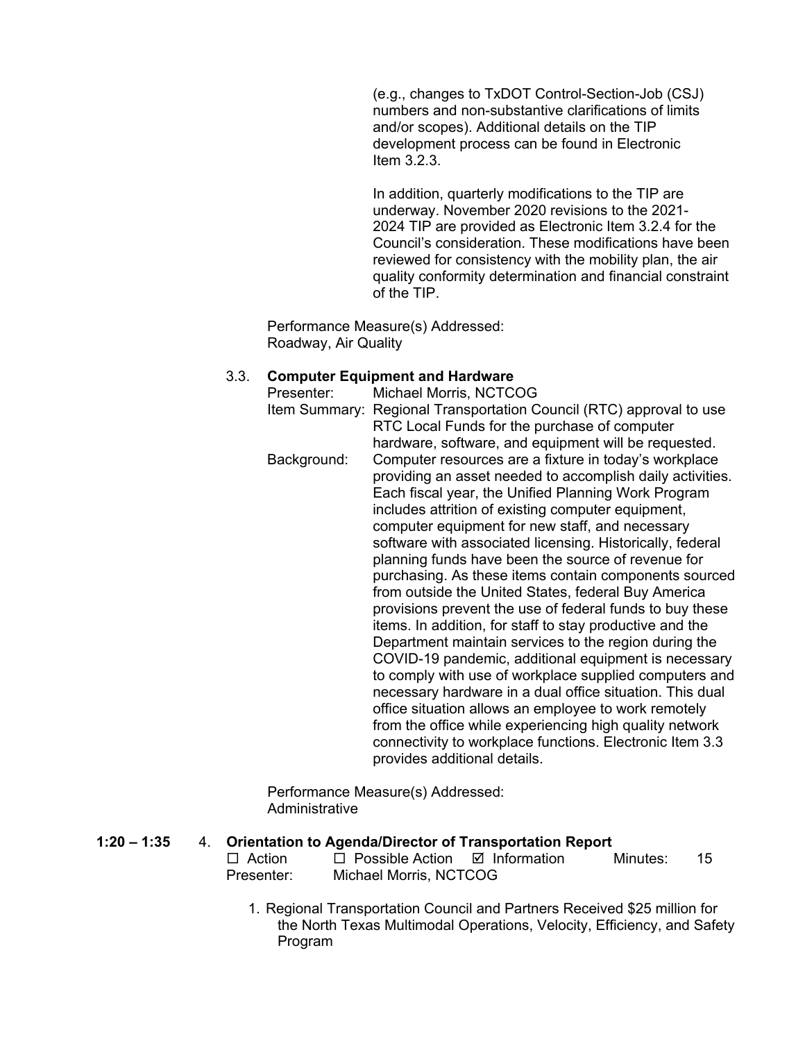(e.g., changes to TxDOT Control-Section-Job (CSJ) numbers and non-substantive clarifications of limits and/or scopes). Additional details on the TIP development process can be found in Electronic Item 3.2.3.

In addition, quarterly modifications to the TIP are underway. November 2020 revisions to the 2021-2024 TIP are provided as Electronic Item 3.2.4 for the Council's consideration. These modifications have been reviewed for consistency with the mobility plan, the air quality conformity determination and financial constraint of the TIP.

Performance Measure(s) Addressed:
Roadway, Air Quality

3.3. **Computer Equipment and Hardware**

Presenter: Michael Morris, NCTCOG

Item Summary: Regional Transportation Council (RTC) approval to use RTC Local Funds for the purchase of computer hardware, software, and equipment will be requested.

Background: Computer resources are a fixture in today's workplace providing an asset needed to accomplish daily activities. Each fiscal year, the Unified Planning Work Program includes attrition of existing computer equipment, computer equipment for new staff, and necessary software with associated licensing. Historically, federal planning funds have been the source of revenue for purchasing. As these items contain components sourced from outside the United States, federal Buy America provisions prevent the use of federal funds to buy these items. In addition, for staff to stay productive and the Department maintain services to the region during the COVID-19 pandemic, additional equipment is necessary to comply with use of workplace supplied computers and necessary hardware in a dual office situation. This dual office situation allows an employee to work remotely from the office while experiencing high quality network connectivity to workplace functions. Electronic Item 3.3 provides additional details.

Performance Measure(s) Addressed:
Administrative

**1:20 – 1:35** 4. **Orientation to Agenda/Director of Transportation Report**

☐ Action ☐ Possible Action ☑ Information Minutes: 15

Presenter: Michael Morris, NCTCOG

1. Regional Transportation Council and Partners Received $25 million for the North Texas Multimodal Operations, Velocity, Efficiency, and Safety Program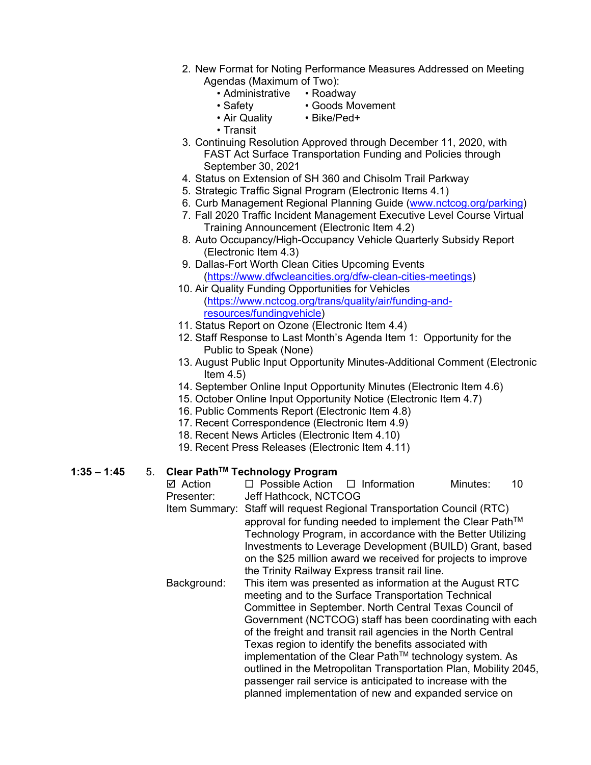2. New Format for Noting Performance Measures Addressed on Meeting Agendas (Maximum of Two):
   - Administrative
   - Roadway
   - Safety
   - Goods Movement
   - Air Quality
   - Bike/Ped+
   - Transit
3. Continuing Resolution Approved through December 11, 2020, with FAST Act Surface Transportation Funding and Policies through September 30, 2021
4. Status on Extension of SH 360 and Chisolm Trail Parkway
5. Strategic Traffic Signal Program (Electronic Items 4.1)
6. Curb Management Regional Planning Guide (www.nctcog.org/parking)
7. Fall 2020 Traffic Incident Management Executive Level Course Virtual Training Announcement (Electronic Item 4.2)
8. Auto Occupancy/High-Occupancy Vehicle Quarterly Subsidy Report (Electronic Item 4.3)
9. Dallas-Fort Worth Clean Cities Upcoming Events (https://www.dfwcleancities.org/dfw-clean-cities-meetings)
10. Air Quality Funding Opportunities for Vehicles (https://www.nctcog.org/trans/quality/air/funding-and-resources/fundingvehicle)
11. Status Report on Ozone (Electronic Item 4.4)
12. Staff Response to Last Month's Agenda Item 1: Opportunity for the Public to Speak (None)
13. August Public Input Opportunity Minutes-Additional Comment (Electronic Item 4.5)
14. September Online Input Opportunity Minutes (Electronic Item 4.6)
15. October Online Input Opportunity Notice (Electronic Item 4.7)
16. Public Comments Report (Electronic Item 4.8)
17. Recent Correspondence (Electronic Item 4.9)
18. Recent News Articles (Electronic Item 4.10)
19. Recent Press Releases (Electronic Item 4.11)

**1:35 – 1:45** 5. **Clear Path™ Technology Program**

☑ Action ☐ Possible Action ☐ Information Minutes: 10

Presenter: Jeff Hathcock, NCTCOG

Item Summary: Staff will request Regional Transportation Council (RTC) approval for funding needed to implement the Clear Path™ Technology Program, in accordance with the Better Utilizing Investments to Leverage Development (BUILD) Grant, based on the $25 million award we received for projects to improve the Trinity Railway Express transit rail line.

Background: This item was presented as information at the August RTC meeting and to the Surface Transportation Technical Committee in September. North Central Texas Council of Government (NCTCOG) staff has been coordinating with each of the freight and transit rail agencies in the North Central Texas region to identify the benefits associated with implementation of the Clear Path™ technology system. As outlined in the Metropolitan Transportation Plan, Mobility 2045, passenger rail service is anticipated to increase with the planned implementation of new and expanded service on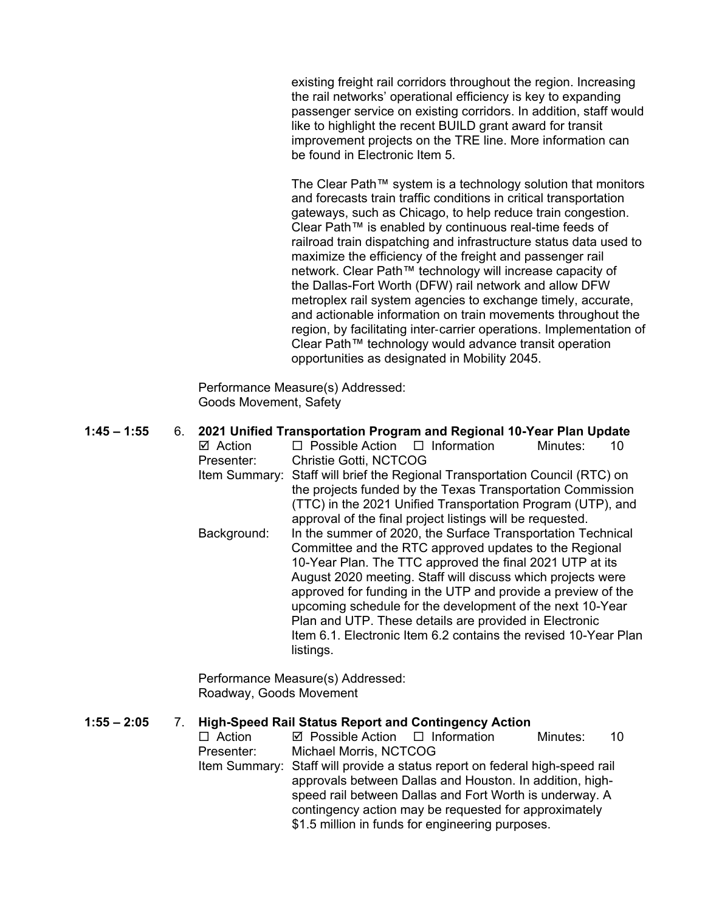existing freight rail corridors throughout the region. Increasing the rail networks' operational efficiency is key to expanding passenger service on existing corridors. In addition, staff would like to highlight the recent BUILD grant award for transit improvement projects on the TRE line. More information can be found in Electronic Item 5.

The Clear Path™ system is a technology solution that monitors and forecasts train traffic conditions in critical transportation gateways, such as Chicago, to help reduce train congestion. Clear Path™ is enabled by continuous real-time feeds of railroad train dispatching and infrastructure status data used to maximize the efficiency of the freight and passenger rail network. Clear Path™ technology will increase capacity of the Dallas-Fort Worth (DFW) rail network and allow DFW metroplex rail system agencies to exchange timely, accurate, and actionable information on train movements throughout the region, by facilitating inter-carrier operations. Implementation of Clear Path™ technology would advance transit operation opportunities as designated in Mobility 2045.

Performance Measure(s) Addressed:
Goods Movement, Safety

**1:45 – 1:55** 6. **2021 Unified Transportation Program and Regional 10-Year Plan Update**

☑ Action ☐ Possible Action ☐ Information Minutes: 10

Presenter: Christie Gotti, NCTCOG

Item Summary: Staff will brief the Regional Transportation Council (RTC) on the projects funded by the Texas Transportation Commission (TTC) in the 2021 Unified Transportation Program (UTP), and approval of the final project listings will be requested.

Background: In the summer of 2020, the Surface Transportation Technical Committee and the RTC approved updates to the Regional 10-Year Plan. The TTC approved the final 2021 UTP at its August 2020 meeting. Staff will discuss which projects were approved for funding in the UTP and provide a preview of the upcoming schedule for the development of the next 10-Year Plan and UTP. These details are provided in Electronic Item 6.1. Electronic Item 6.2 contains the revised 10-Year Plan listings.

Performance Measure(s) Addressed:
Roadway, Goods Movement

**1:55 – 2:05** 7. **High-Speed Rail Status Report and Contingency Action**

☐ Action ☑ Possible Action ☐ Information Minutes: 10

Presenter: Michael Morris, NCTCOG

Item Summary: Staff will provide a status report on federal high-speed rail approvals between Dallas and Houston. In addition, high-speed rail between Dallas and Fort Worth is underway. A contingency action may be requested for approximately $1.5 million in funds for engineering purposes.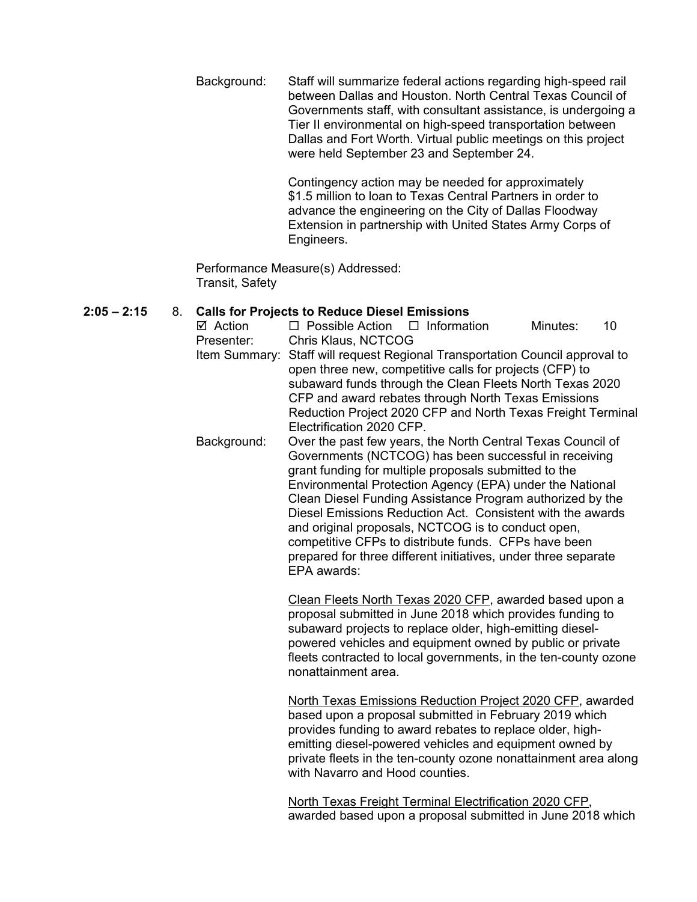Background: Staff will summarize federal actions regarding high-speed rail between Dallas and Houston. North Central Texas Council of Governments staff, with consultant assistance, is undergoing a Tier II environmental on high-speed transportation between Dallas and Fort Worth. Virtual public meetings on this project were held September 23 and September 24.

Contingency action may be needed for approximately $1.5 million to loan to Texas Central Partners in order to advance the engineering on the City of Dallas Floodway Extension in partnership with United States Army Corps of Engineers.

Performance Measure(s) Addressed:
Transit, Safety

**2:05 – 2:15** 8. **Calls for Projects to Reduce Diesel Emissions**

☑ Action ☐ Possible Action ☐ Information Minutes: 10

Presenter: Chris Klaus, NCTCOG

Item Summary: Staff will request Regional Transportation Council approval to open three new, competitive calls for projects (CFP) to subaward funds through the Clean Fleets North Texas 2020 CFP and award rebates through North Texas Emissions Reduction Project 2020 CFP and North Texas Freight Terminal Electrification 2020 CFP.

Background: Over the past few years, the North Central Texas Council of Governments (NCTCOG) has been successful in receiving grant funding for multiple proposals submitted to the Environmental Protection Agency (EPA) under the National Clean Diesel Funding Assistance Program authorized by the Diesel Emissions Reduction Act. Consistent with the awards and original proposals, NCTCOG is to conduct open, competitive CFPs to distribute funds. CFPs have been prepared for three different initiatives, under three separate EPA awards:

Clean Fleets North Texas 2020 CFP, awarded based upon a proposal submitted in June 2018 which provides funding to subaward projects to replace older, high-emitting diesel-powered vehicles and equipment owned by public or private fleets contracted to local governments, in the ten-county ozone nonattainment area.

North Texas Emissions Reduction Project 2020 CFP, awarded based upon a proposal submitted in February 2019 which provides funding to award rebates to replace older, high-emitting diesel-powered vehicles and equipment owned by private fleets in the ten-county ozone nonattainment area along with Navarro and Hood counties.

North Texas Freight Terminal Electrification 2020 CFP, awarded based upon a proposal submitted in June 2018 which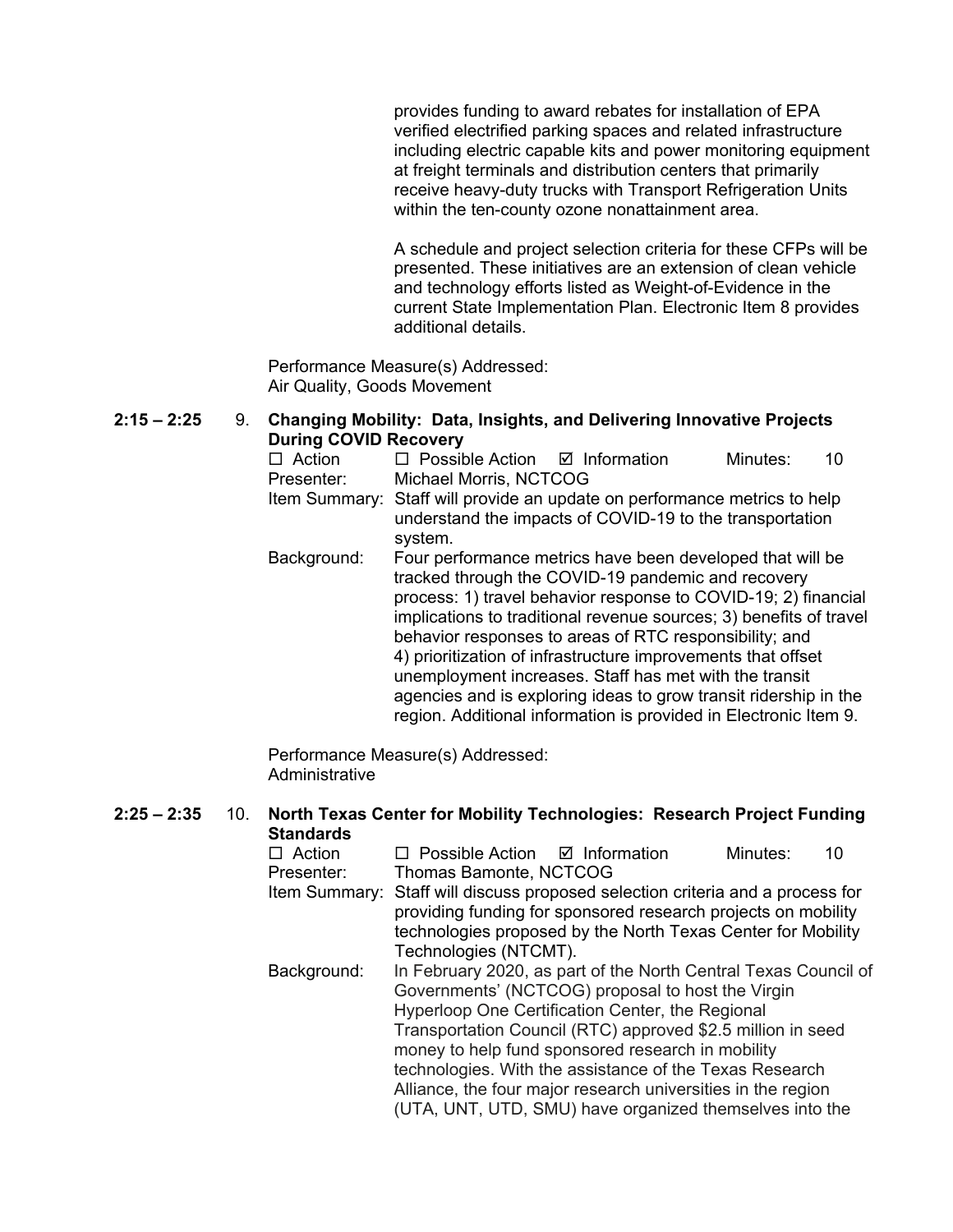provides funding to award rebates for installation of EPA verified electrified parking spaces and related infrastructure including electric capable kits and power monitoring equipment at freight terminals and distribution centers that primarily receive heavy-duty trucks with Transport Refrigeration Units within the ten-county ozone nonattainment area.

A schedule and project selection criteria for these CFPs will be presented. These initiatives are an extension of clean vehicle and technology efforts listed as Weight-of-Evidence in the current State Implementation Plan. Electronic Item 8 provides additional details.

Performance Measure(s) Addressed:
Air Quality, Goods Movement

**2:15 – 2:25 9. Changing Mobility: Data, Insights, and Delivering Innovative Projects During COVID Recovery**

☐ Action ☐ Possible Action ☑ Information Minutes: 10

Presenter: Michael Morris, NCTCOG

Item Summary: Staff will provide an update on performance metrics to help understand the impacts of COVID-19 to the transportation system.

Background: Four performance metrics have been developed that will be tracked through the COVID-19 pandemic and recovery process: 1) travel behavior response to COVID-19; 2) financial implications to traditional revenue sources; 3) benefits of travel behavior responses to areas of RTC responsibility; and 4) prioritization of infrastructure improvements that offset unemployment increases. Staff has met with the transit agencies and is exploring ideas to grow transit ridership in the region. Additional information is provided in Electronic Item 9.

Performance Measure(s) Addressed:
Administrative

**2:25 – 2:35 10. North Texas Center for Mobility Technologies: Research Project Funding Standards**

☐ Action ☐ Possible Action ☑ Information Minutes: 10

Presenter: Thomas Bamonte, NCTCOG

Item Summary: Staff will discuss proposed selection criteria and a process for providing funding for sponsored research projects on mobility technologies proposed by the North Texas Center for Mobility Technologies (NTCMT).

Background: In February 2020, as part of the North Central Texas Council of Governments' (NCTCOG) proposal to host the Virgin Hyperloop One Certification Center, the Regional Transportation Council (RTC) approved $2.5 million in seed money to help fund sponsored research in mobility technologies. With the assistance of the Texas Research Alliance, the four major research universities in the region (UTA, UNT, UTD, SMU) have organized themselves into the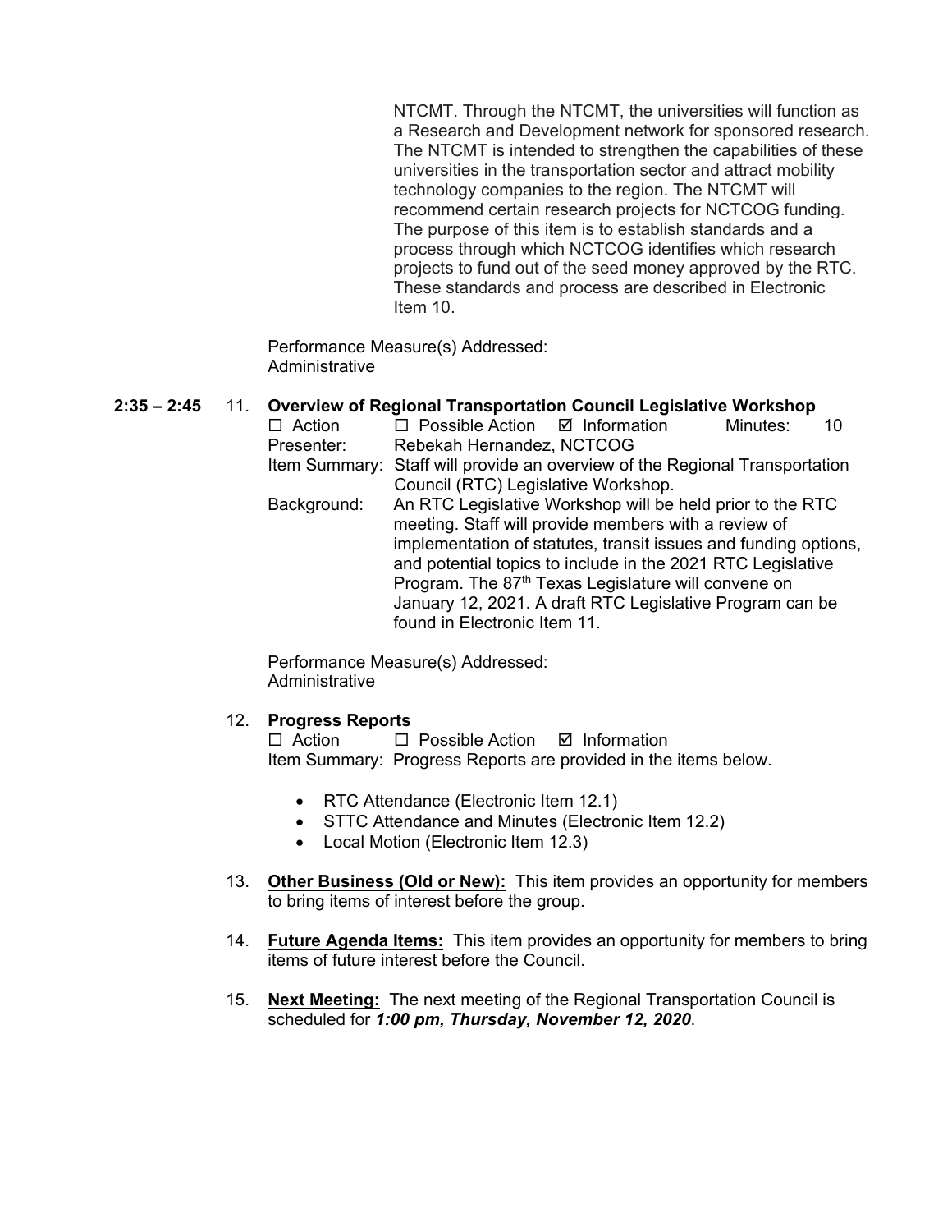NTCMT. Through the NTCMT, the universities will function as a Research and Development network for sponsored research. The NTCMT is intended to strengthen the capabilities of these universities in the transportation sector and attract mobility technology companies to the region. The NTCMT will recommend certain research projects for NCTCOG funding. The purpose of this item is to establish standards and a process through which NCTCOG identifies which research projects to fund out of the seed money approved by the RTC. These standards and process are described in Electronic Item 10.

Performance Measure(s) Addressed:
Administrative

**2:35 – 2:45** 11. **Overview of Regional Transportation Council Legislative Workshop**

☐ Action ☐ Possible Action ☑ Information Minutes: 10

Presenter: Rebekah Hernandez, NCTCOG

Item Summary: Staff will provide an overview of the Regional Transportation Council (RTC) Legislative Workshop.

Background: An RTC Legislative Workshop will be held prior to the RTC meeting. Staff will provide members with a review of implementation of statutes, transit issues and funding options, and potential topics to include in the 2021 RTC Legislative Program. The 87th Texas Legislature will convene on January 12, 2021. A draft RTC Legislative Program can be found in Electronic Item 11.

Performance Measure(s) Addressed:
Administrative

12. **Progress Reports**

☐ Action ☐ Possible Action ☑ Information

Item Summary: Progress Reports are provided in the items below.

- RTC Attendance (Electronic Item 12.1)
- STTC Attendance and Minutes (Electronic Item 12.2)
- Local Motion (Electronic Item 12.3)

13. **Other Business (Old or New):** This item provides an opportunity for members to bring items of interest before the group.

14. **Future Agenda Items:** This item provides an opportunity for members to bring items of future interest before the Council.

15. **Next Meeting:** The next meeting of the Regional Transportation Council is scheduled for ***1:00 pm, Thursday, November 12, 2020***.